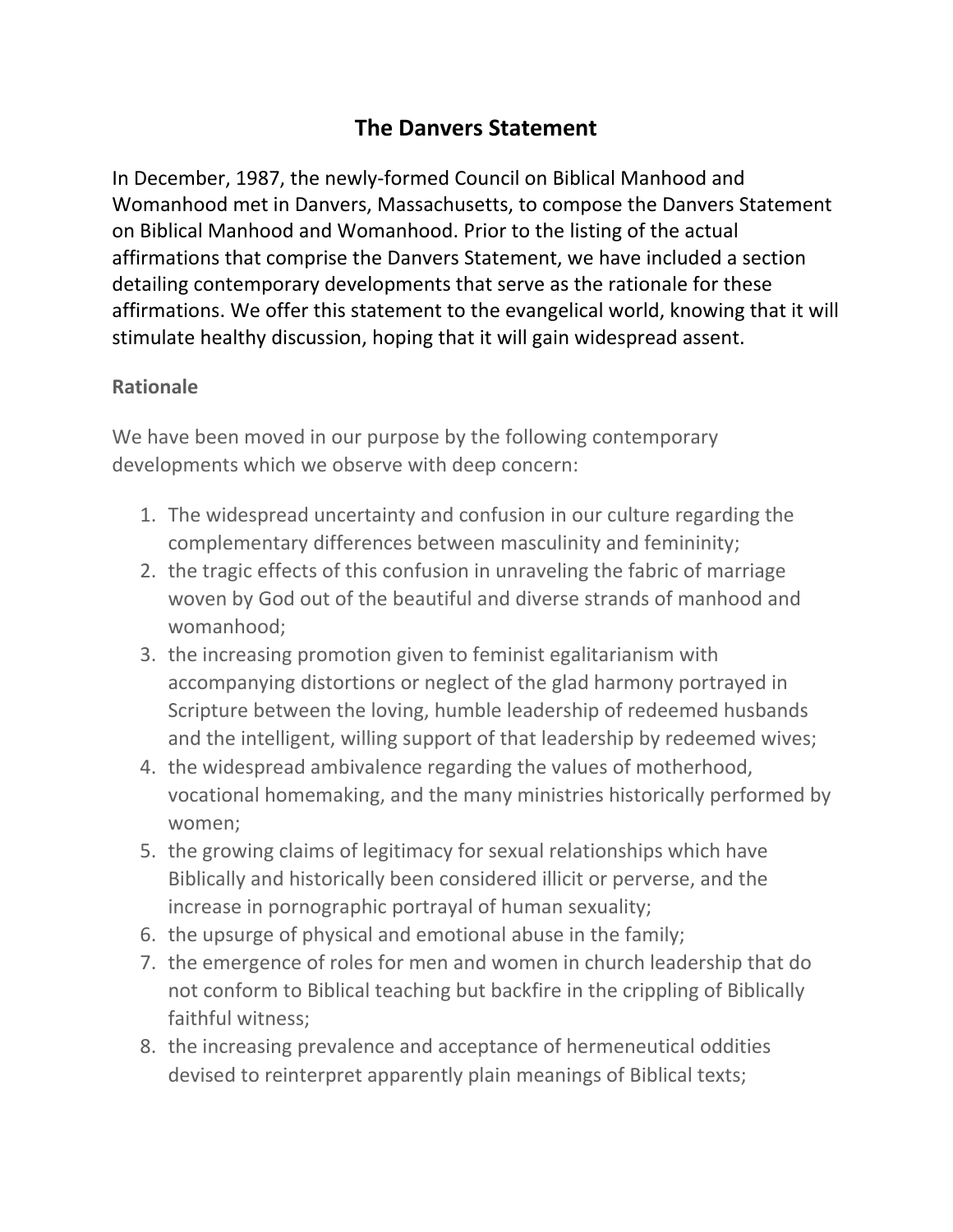# The Danvers Statement

In December, 1987, the newly-formed Council on Biblical Manhood and Womanhood met in Danvers, Massachusetts, to compose the Danvers Statement on Biblical Manhood and Womanhood. Prior to the listing of the actual affirmations that comprise the Danvers Statement, we have included a section detailing contemporary developments that serve as the rationale for these affirmations. We offer this statement to the evangelical world, knowing that it will stimulate healthy discussion, hoping that it will gain widespread assent.

## Rationale

We have been moved in our purpose by the following contemporary developments which we observe with deep concern:

1. The widespread uncertainty and confusion in our culture regarding the complementary differences between masculinity and femininity;
2. the tragic effects of this confusion in unraveling the fabric of marriage woven by God out of the beautiful and diverse strands of manhood and womanhood;
3. the increasing promotion given to feminist egalitarianism with accompanying distortions or neglect of the glad harmony portrayed in Scripture between the loving, humble leadership of redeemed husbands and the intelligent, willing support of that leadership by redeemed wives;
4. the widespread ambivalence regarding the values of motherhood, vocational homemaking, and the many ministries historically performed by women;
5. the growing claims of legitimacy for sexual relationships which have Biblically and historically been considered illicit or perverse, and the increase in pornographic portrayal of human sexuality;
6. the upsurge of physical and emotional abuse in the family;
7. the emergence of roles for men and women in church leadership that do not conform to Biblical teaching but backfire in the crippling of Biblically faithful witness;
8. the increasing prevalence and acceptance of hermeneutical oddities devised to reinterpret apparently plain meanings of Biblical texts;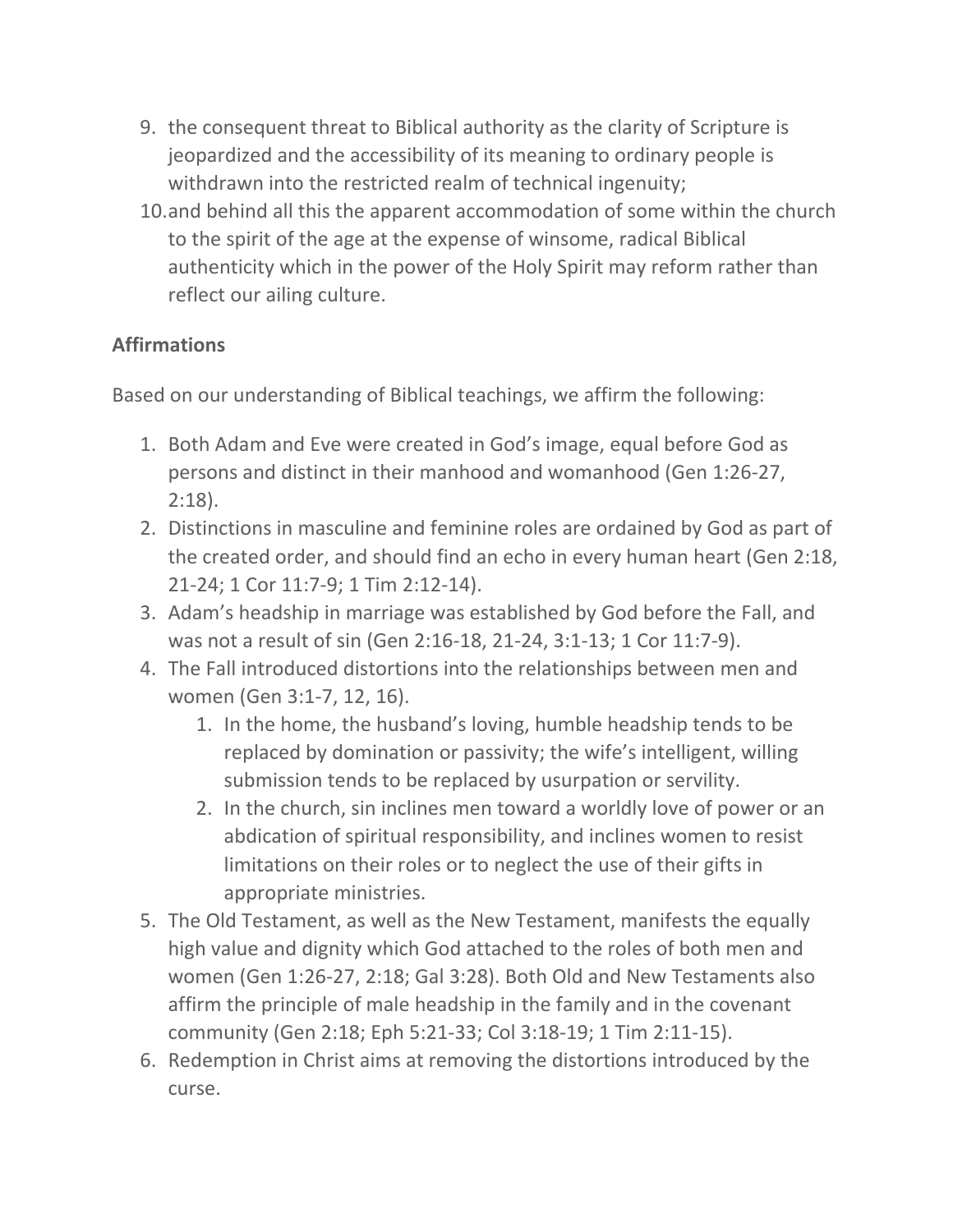9. the consequent threat to Biblical authority as the clarity of Scripture is jeopardized and the accessibility of its meaning to ordinary people is withdrawn into the restricted realm of technical ingenuity;
10. and behind all this the apparent accommodation of some within the church to the spirit of the age at the expense of winsome, radical Biblical authenticity which in the power of the Holy Spirit may reform rather than reflect our ailing culture.

**Affirmations**

Based on our understanding of Biblical teachings, we affirm the following:

1. Both Adam and Eve were created in God's image, equal before God as persons and distinct in their manhood and womanhood (Gen 1:26-27, 2:18).
2. Distinctions in masculine and feminine roles are ordained by God as part of the created order, and should find an echo in every human heart (Gen 2:18, 21-24; 1 Cor 11:7-9; 1 Tim 2:12-14).
3. Adam's headship in marriage was established by God before the Fall, and was not a result of sin (Gen 2:16-18, 21-24, 3:1-13; 1 Cor 11:7-9).
4. The Fall introduced distortions into the relationships between men and women (Gen 3:1-7, 12, 16).
    1. In the home, the husband's loving, humble headship tends to be replaced by domination or passivity; the wife's intelligent, willing submission tends to be replaced by usurpation or servility.
    2. In the church, sin inclines men toward a worldly love of power or an abdication of spiritual responsibility, and inclines women to resist limitations on their roles or to neglect the use of their gifts in appropriate ministries.
5. The Old Testament, as well as the New Testament, manifests the equally high value and dignity which God attached to the roles of both men and women (Gen 1:26-27, 2:18; Gal 3:28). Both Old and New Testaments also affirm the principle of male headship in the family and in the covenant community (Gen 2:18; Eph 5:21-33; Col 3:18-19; 1 Tim 2:11-15).
6. Redemption in Christ aims at removing the distortions introduced by the curse.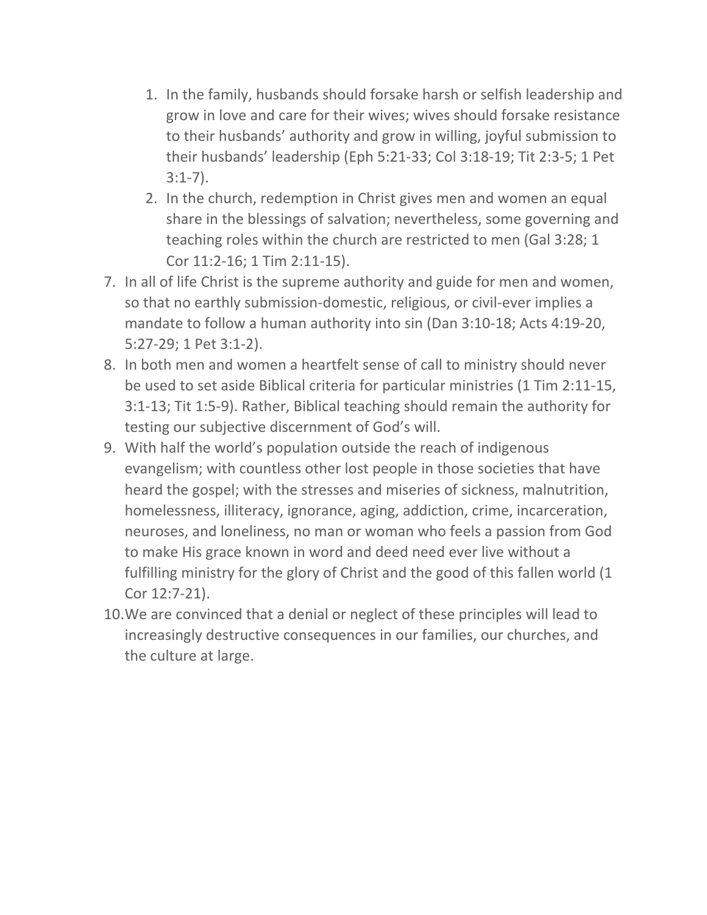1. In the family, husbands should forsake harsh or selfish leadership and grow in love and care for their wives; wives should forsake resistance to their husbands' authority and grow in willing, joyful submission to their husbands' leadership (Eph 5:21-33; Col 3:18-19; Tit 2:3-5; 1 Pet 3:1-7).
   2. In the church, redemption in Christ gives men and women an equal share in the blessings of salvation; nevertheless, some governing and teaching roles within the church are restricted to men (Gal 3:28; 1 Cor 11:2-16; 1 Tim 2:11-15).

7. In all of life Christ is the supreme authority and guide for men and women, so that no earthly submission-domestic, religious, or civil-ever implies a mandate to follow a human authority into sin (Dan 3:10-18; Acts 4:19-20, 5:27-29; 1 Pet 3:1-2).
8. In both men and women a heartfelt sense of call to ministry should never be used to set aside Biblical criteria for particular ministries (1 Tim 2:11-15, 3:1-13; Tit 1:5-9). Rather, Biblical teaching should remain the authority for testing our subjective discernment of God's will.
9. With half the world's population outside the reach of indigenous evangelism; with countless other lost people in those societies that have heard the gospel; with the stresses and miseries of sickness, malnutrition, homelessness, illiteracy, ignorance, aging, addiction, crime, incarceration, neuroses, and loneliness, no man or woman who feels a passion from God to make His grace known in word and deed need ever live without a fulfilling ministry for the glory of Christ and the good of this fallen world (1 Cor 12:7-21).
10. We are convinced that a denial or neglect of these principles will lead to increasingly destructive consequences in our families, our churches, and the culture at large.